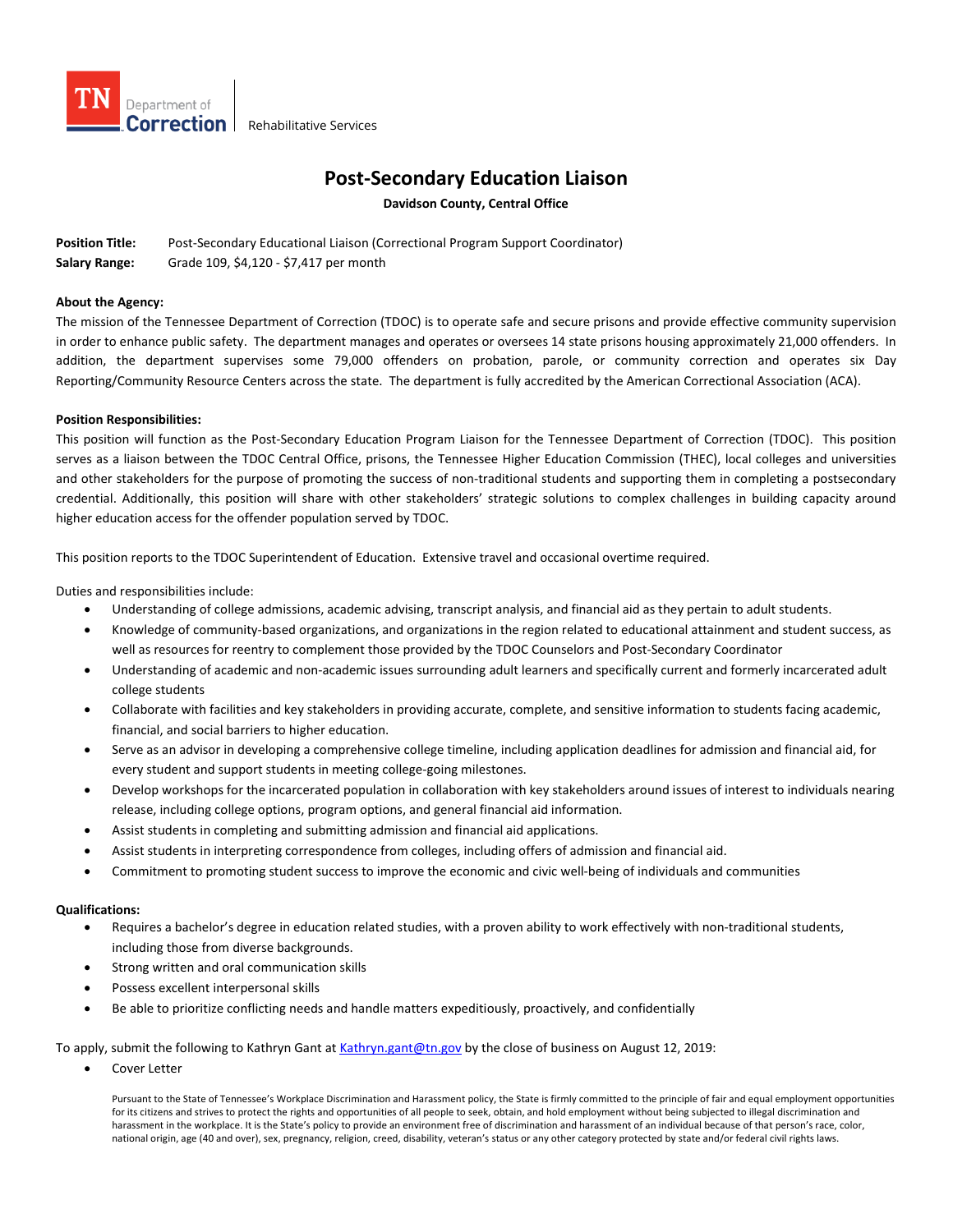TN Department of Correction | Rehabilitative Services

# Post-Secondary Education Liaison

**Davidson County, Central Office**

**Position Title:** Post-Secondary Educational Liaison (Correctional Program Support Coordinator)
**Salary Range:** Grade 109, $4,120 - $7,417 per month

**About the Agency:**
The mission of the Tennessee Department of Correction (TDOC) is to operate safe and secure prisons and provide effective community supervision in order to enhance public safety. The department manages and operates or oversees 14 state prisons housing approximately 21,000 offenders. In addition, the department supervises some 79,000 offenders on probation, parole, or community correction and operates six Day Reporting/Community Resource Centers across the state. The department is fully accredited by the American Correctional Association (ACA).

**Position Responsibilities:**
This position will function as the Post-Secondary Education Program Liaison for the Tennessee Department of Correction (TDOC). This position serves as a liaison between the TDOC Central Office, prisons, the Tennessee Higher Education Commission (THEC), local colleges and universities and other stakeholders for the purpose of promoting the success of non-traditional students and supporting them in completing a postsecondary credential. Additionally, this position will share with other stakeholders' strategic solutions to complex challenges in building capacity around higher education access for the offender population served by TDOC.

This position reports to the TDOC Superintendent of Education. Extensive travel and occasional overtime required.

Duties and responsibilities include:

- Understanding of college admissions, academic advising, transcript analysis, and financial aid as they pertain to adult students.
- Knowledge of community-based organizations, and organizations in the region related to educational attainment and student success, as well as resources for reentry to complement those provided by the TDOC Counselors and Post-Secondary Coordinator
- Understanding of academic and non-academic issues surrounding adult learners and specifically current and formerly incarcerated adult college students
- Collaborate with facilities and key stakeholders in providing accurate, complete, and sensitive information to students facing academic, financial, and social barriers to higher education.
- Serve as an advisor in developing a comprehensive college timeline, including application deadlines for admission and financial aid, for every student and support students in meeting college-going milestones.
- Develop workshops for the incarcerated population in collaboration with key stakeholders around issues of interest to individuals nearing release, including college options, program options, and general financial aid information.
- Assist students in completing and submitting admission and financial aid applications.
- Assist students in interpreting correspondence from colleges, including offers of admission and financial aid.
- Commitment to promoting student success to improve the economic and civic well-being of individuals and communities

**Qualifications:**

- Requires a bachelor's degree in education related studies, with a proven ability to work effectively with non-traditional students, including those from diverse backgrounds.
- Strong written and oral communication skills
- Possess excellent interpersonal skills
- Be able to prioritize conflicting needs and handle matters expeditiously, proactively, and confidentially

To apply, submit the following to Kathryn Gant at Kathryn.gant@tn.gov by the close of business on August 12, 2019:

- Cover Letter

Pursuant to the State of Tennessee's Workplace Discrimination and Harassment policy, the State is firmly committed to the principle of fair and equal employment opportunities for its citizens and strives to protect the rights and opportunities of all people to seek, obtain, and hold employment without being subjected to illegal discrimination and harassment in the workplace. It is the State's policy to provide an environment free of discrimination and harassment of an individual because of that person's race, color, national origin, age (40 and over), sex, pregnancy, religion, creed, disability, veteran's status or any other category protected by state and/or federal civil rights laws.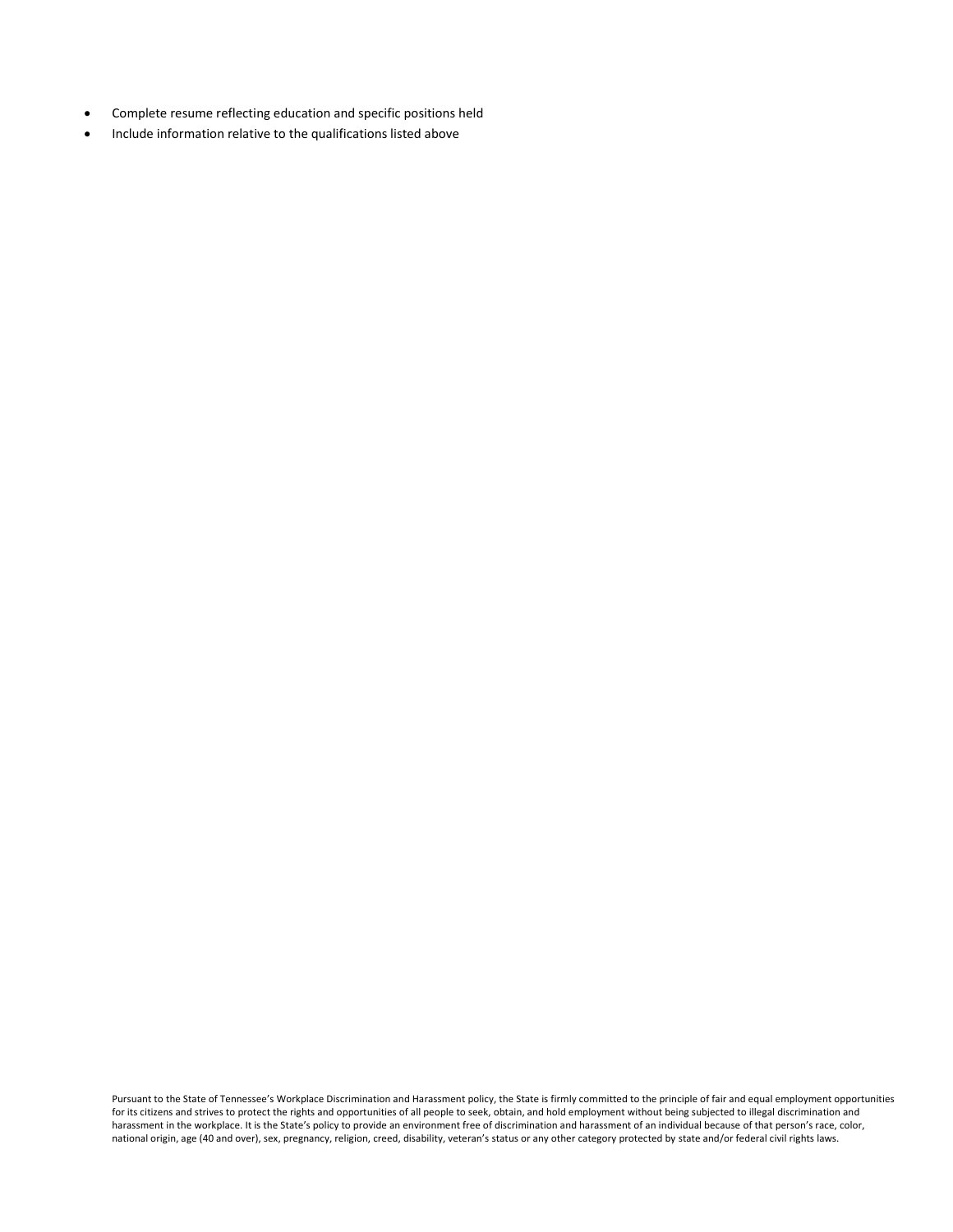- Complete resume reflecting education and specific positions held
- Include information relative to the qualifications listed above

Pursuant to the State of Tennessee's Workplace Discrimination and Harassment policy, the State is firmly committed to the principle of fair and equal employment opportunities for its citizens and strives to protect the rights and opportunities of all people to seek, obtain, and hold employment without being subjected to illegal discrimination and harassment in the workplace. It is the State's policy to provide an environment free of discrimination and harassment of an individual because of that person's race, color, national origin, age (40 and over), sex, pregnancy, religion, creed, disability, veteran's status or any other category protected by state and/or federal civil rights laws.